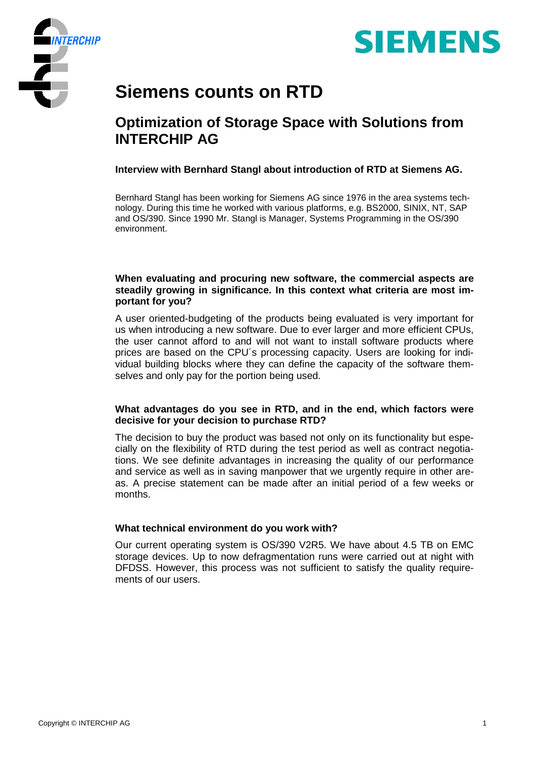# Siemens counts on RTD

## Optimization of Storage Space with Solutions from INTERCHIP AG

**Interview with Bernhard Stangl about introduction of RTD at Siemens AG.**

Bernhard Stangl has been working for Siemens AG since 1976 in the area systems technology. During this time he worked with various platforms, e.g. BS2000, SINIX, NT, SAP and OS/390. Since 1990 Mr. Stangl is Manager, Systems Programming in the OS/390 environment.

**When evaluating and procuring new software, the commercial aspects are steadily growing in significance. In this context what criteria are most important for you?**

A user oriented-budgeting of the products being evaluated is very important for us when introducing a new software. Due to ever larger and more efficient CPUs, the user cannot afford to and will not want to install software products where prices are based on the CPU´s processing capacity. Users are looking for individual building blocks where they can define the capacity of the software themselves and only pay for the portion being used.

**What advantages do you see in RTD, and in the end, which factors were decisive for your decision to purchase RTD?**

The decision to buy the product was based not only on its functionality but especially on the flexibility of RTD during the test period as well as contract negotiations. We see definite advantages in increasing the quality of our performance and service as well as in saving manpower that we urgently require in other areas. A precise statement can be made after an initial period of a few weeks or months.

**What technical environment do you work with?**

Our current operating system is OS/390 V2R5. We have about 4.5 TB on EMC storage devices. Up to now defragmentation runs were carried out at night with DFDSS. However, this process was not sufficient to satisfy the quality requirements of our users.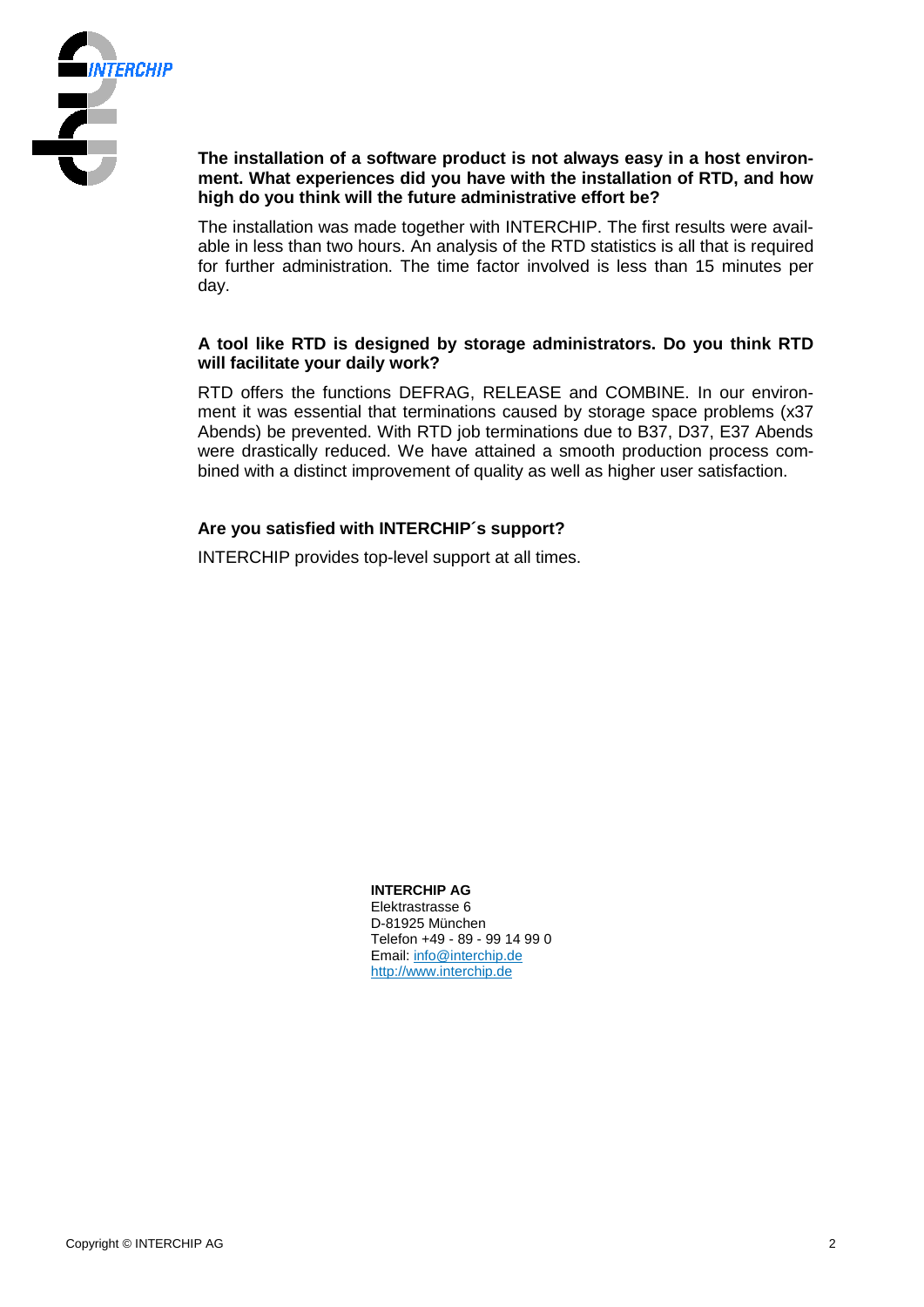**The installation of a software product is not always easy in a host environment. What experiences did you have with the installation of RTD, and how high do you think will the future administrative effort be?**

The installation was made together with INTERCHIP. The first results were available in less than two hours. An analysis of the RTD statistics is all that is required for further administration. The time factor involved is less than 15 minutes per day.

**A tool like RTD is designed by storage administrators. Do you think RTD will facilitate your daily work?**

RTD offers the functions DEFRAG, RELEASE and COMBINE. In our environment it was essential that terminations caused by storage space problems (x37 Abends) be prevented. With RTD job terminations due to B37, D37, E37 Abends were drastically reduced. We have attained a smooth production process combined with a distinct improvement of quality as well as higher user satisfaction.

**Are you satisfied with INTERCHIP´s support?**

INTERCHIP provides top-level support at all times.

**INTERCHIP AG**
Elektrastrasse 6
D-81925 München
Telefon +49 - 89 - 99 14 99 0
Email: info@interchip.de
http://www.interchip.de

Copyright © INTERCHIP AG